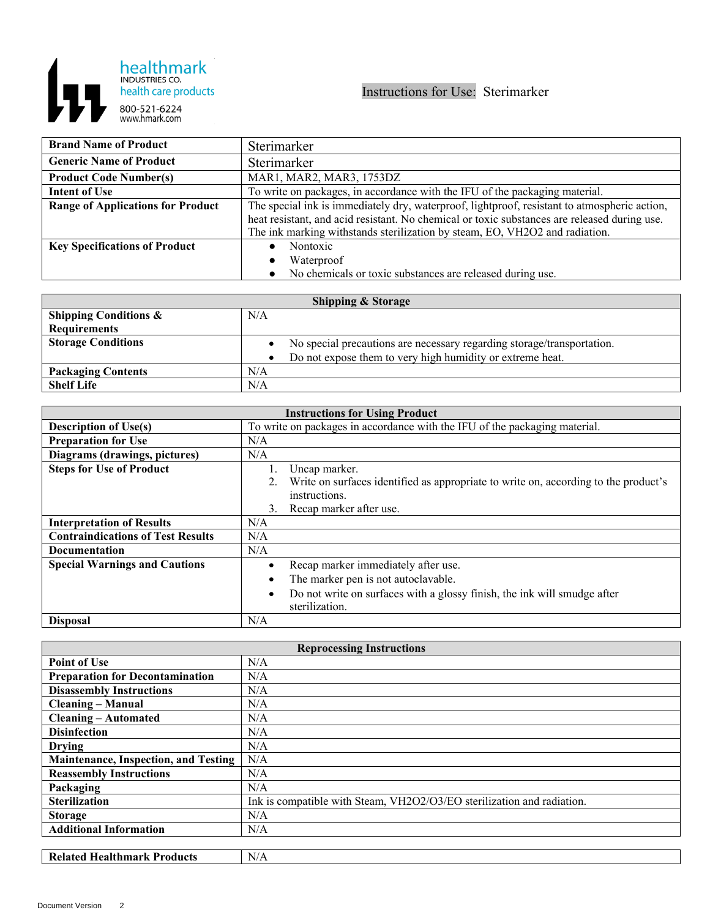healthmark INDUSTRIES CO. health care products
800-521-6224
www.hmark.com

# Instructions for Use: Sterimarker

| Brand Name of Product | Sterimarker |
|---|---|
| Generic Name of Product | Sterimarker |
| Product Code Number(s) | MAR1, MAR2, MAR3, 1753DZ |
| Intent of Use | To write on packages, in accordance with the IFU of the packaging material. |
| Range of Applications for Product | The special ink is immediately dry, waterproof, lightproof, resistant to atmospheric action, heat resistant, and acid resistant. No chemical or toxic substances are released during use. The ink marking withstands sterilization by steam, EO, VH2O2 and radiation. |
| Key Specifications of Product | • Nontoxic<br>• Waterproof<br>• No chemicals or toxic substances are released during use. |

| Shipping & Storage | |
|---|---|
| Shipping Conditions & Requirements | N/A |
| Storage Conditions | • No special precautions are necessary regarding storage/transportation.<br>• Do not expose them to very high humidity or extreme heat. |
| Packaging Contents | N/A |
| Shelf Life | N/A |

| Instructions for Using Product | |
|---|---|
| Description of Use(s) | To write on packages in accordance with the IFU of the packaging material. |
| Preparation for Use | N/A |
| Diagrams (drawings, pictures) | N/A |
| Steps for Use of Product | 1. Uncap marker.<br>2. Write on surfaces identified as appropriate to write on, according to the product's instructions.<br>3. Recap marker after use. |
| Interpretation of Results | N/A |
| Contraindications of Test Results | N/A |
| Documentation | N/A |
| Special Warnings and Cautions | • Recap marker immediately after use.<br>• The marker pen is not autoclavable.<br>• Do not write on surfaces with a glossy finish, the ink will smudge after sterilization. |
| Disposal | N/A |

| Reprocessing Instructions | |
|---|---|
| Point of Use | N/A |
| Preparation for Decontamination | N/A |
| Disassembly Instructions | N/A |
| Cleaning – Manual | N/A |
| Cleaning – Automated | N/A |
| Disinfection | N/A |
| Drying | N/A |
| Maintenance, Inspection, and Testing | N/A |
| Reassembly Instructions | N/A |
| Packaging | N/A |
| Sterilization | Ink is compatible with Steam, VH2O2/O3/EO sterilization and radiation. |
| Storage | N/A |
| Additional Information | N/A |

| Related Healthmark Products | N/A |
|---|---|

Document Version 2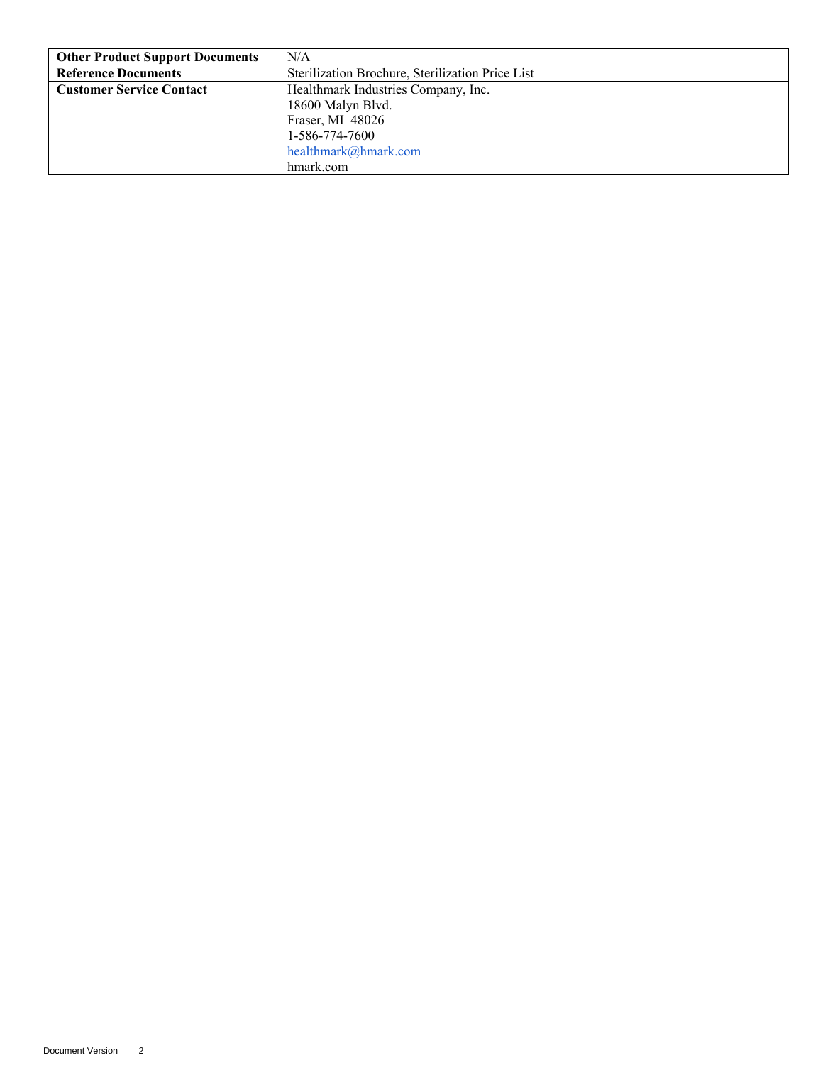| | |
|---|---|
| **Other Product Support Documents** | N/A |
| **Reference Documents** | Sterilization Brochure, Sterilization Price List |
| **Customer Service Contact** | Healthmark Industries Company, Inc.<br>18600 Malyn Blvd.<br>Fraser, MI 48026<br>1-586-774-7600<br>healthmark@hmark.com<br>hmark.com |

Document Version 2